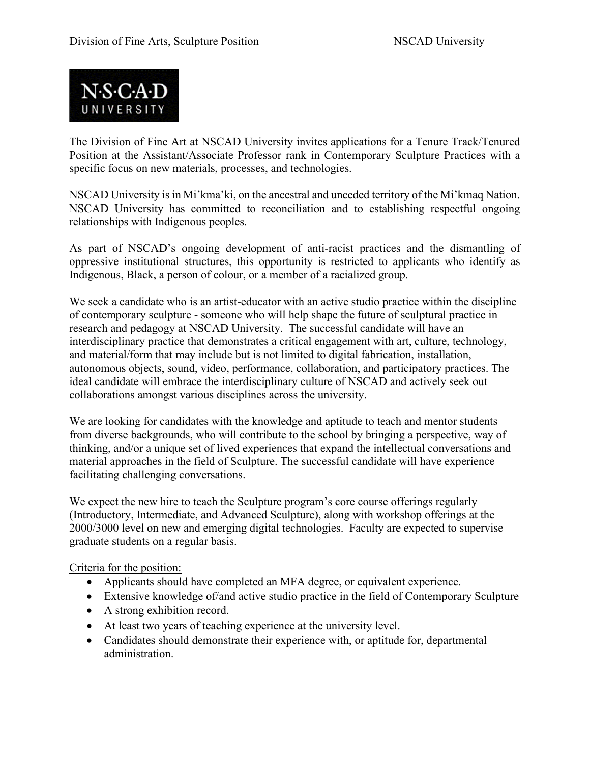The Division of Fine Art at NSCAD University invites applications for a Tenure Track/Tenured Position at the Assistant/Associate Professor rank in Contemporary Sculpture Practices with a specific focus on new materials, processes, and technologies.

NSCAD University is in Mi'kma'ki, on the ancestral and unceded territory of the Mi'kmaq Nation. NSCAD University has committed to reconciliation and to establishing respectful ongoing relationships with Indigenous peoples.

As part of NSCAD's ongoing development of anti-racist practices and the dismantling of oppressive institutional structures, this opportunity is restricted to applicants who identify as Indigenous, Black, a person of colour, or a member of a racialized group.

We seek a candidate who is an artist-educator with an active studio practice within the discipline of contemporary sculpture - someone who will help shape the future of sculptural practice in research and pedagogy at NSCAD University. The successful candidate will have an interdisciplinary practice that demonstrates a critical engagement with art, culture, technology, and material/form that may include but is not limited to digital fabrication, installation, autonomous objects, sound, video, performance, collaboration, and participatory practices. The ideal candidate will embrace the interdisciplinary culture of NSCAD and actively seek out collaborations amongst various disciplines across the university.

We are looking for candidates with the knowledge and aptitude to teach and mentor students from diverse backgrounds, who will contribute to the school by bringing a perspective, way of thinking, and/or a unique set of lived experiences that expand the intellectual conversations and material approaches in the field of Sculpture. The successful candidate will have experience facilitating challenging conversations.

We expect the new hire to teach the Sculpture program's core course offerings regularly (Introductory, Intermediate, and Advanced Sculpture), along with workshop offerings at the 2000/3000 level on new and emerging digital technologies. Faculty are expected to supervise graduate students on a regular basis.

Criteria for the position:

- Applicants should have completed an MFA degree, or equivalent experience.
- Extensive knowledge of/and active studio practice in the field of Contemporary Sculpture
- A strong exhibition record.
- At least two years of teaching experience at the university level.
- Candidates should demonstrate their experience with, or aptitude for, departmental administration.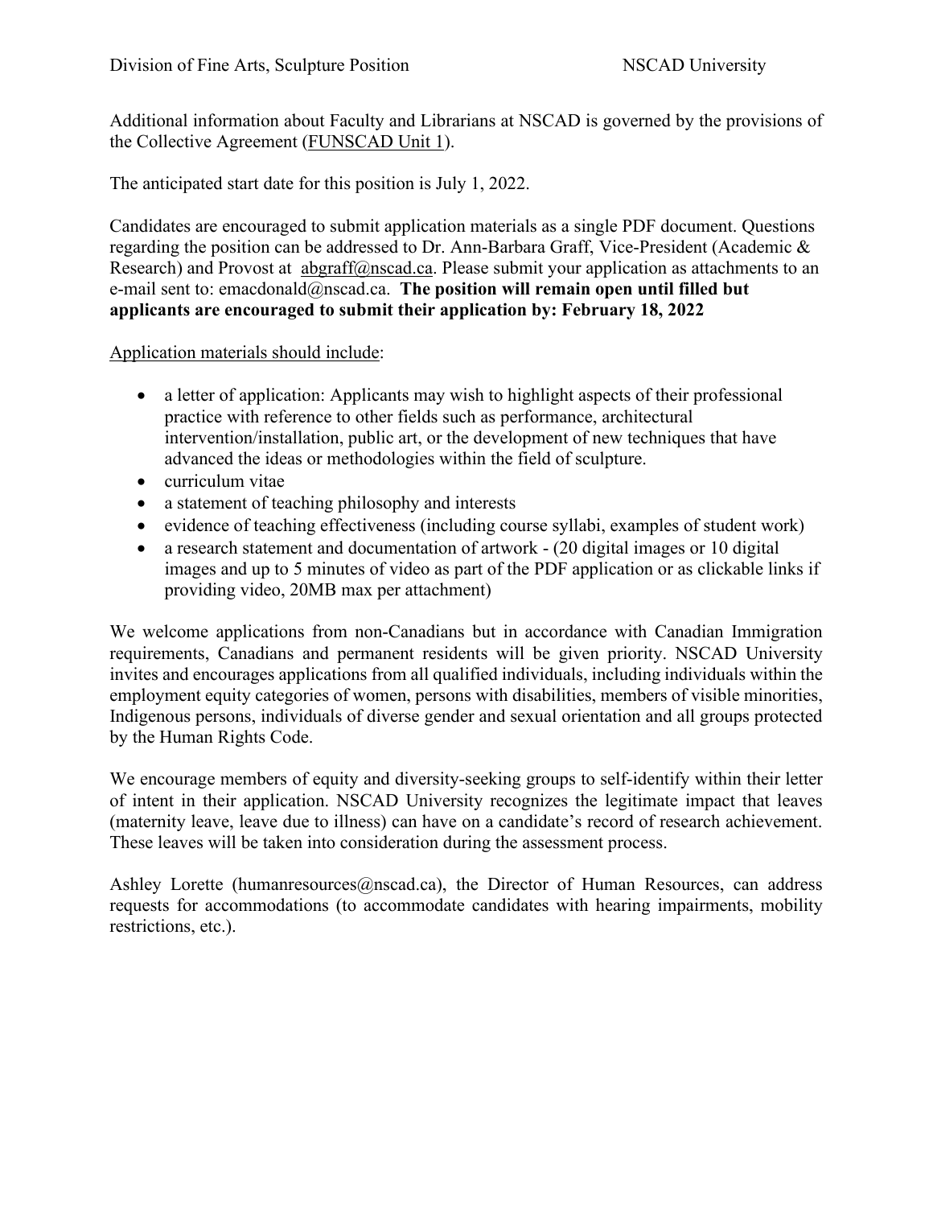Additional information about Faculty and Librarians at NSCAD is governed by the provisions of the Collective Agreement (FUNSCAD Unit 1).

The anticipated start date for this position is July 1, 2022.

Candidates are encouraged to submit application materials as a single PDF document. Questions regarding the position can be addressed to Dr. Ann-Barbara Graff, Vice-President (Academic & Research) and Provost at abgraff@nscad.ca. Please submit your application as attachments to an e-mail sent to: emacdonald@nscad.ca. **The position will remain open until filled but applicants are encouraged to submit their application by: February 18, 2022**

Application materials should include:

- a letter of application: Applicants may wish to highlight aspects of their professional practice with reference to other fields such as performance, architectural intervention/installation, public art, or the development of new techniques that have advanced the ideas or methodologies within the field of sculpture.
- curriculum vitae
- a statement of teaching philosophy and interests
- evidence of teaching effectiveness (including course syllabi, examples of student work)
- a research statement and documentation of artwork - (20 digital images or 10 digital images and up to 5 minutes of video as part of the PDF application or as clickable links if providing video, 20MB max per attachment)

We welcome applications from non-Canadians but in accordance with Canadian Immigration requirements, Canadians and permanent residents will be given priority. NSCAD University invites and encourages applications from all qualified individuals, including individuals within the employment equity categories of women, persons with disabilities, members of visible minorities, Indigenous persons, individuals of diverse gender and sexual orientation and all groups protected by the Human Rights Code.

We encourage members of equity and diversity-seeking groups to self-identify within their letter of intent in their application. NSCAD University recognizes the legitimate impact that leaves (maternity leave, leave due to illness) can have on a candidate's record of research achievement. These leaves will be taken into consideration during the assessment process.

Ashley Lorette (humanresources@nscad.ca), the Director of Human Resources, can address requests for accommodations (to accommodate candidates with hearing impairments, mobility restrictions, etc.).